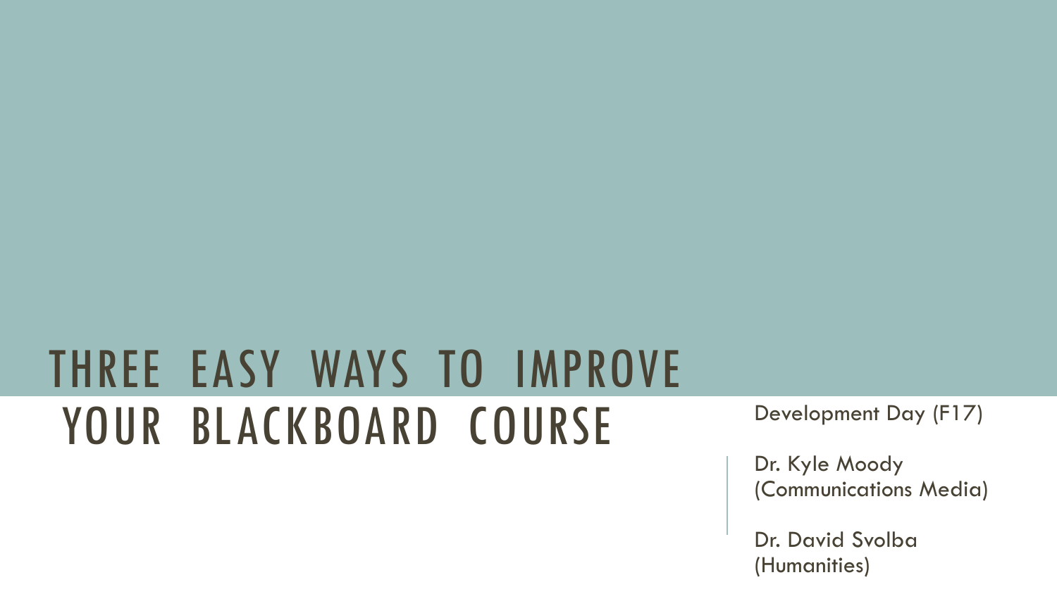# THREE EASY WAYS TO IMPROVE YOUR BLACKBOARD COURSE

Development Day (F17)

Dr. Kyle Moody
(Communications Media)

Dr. David Svolba
(Humanities)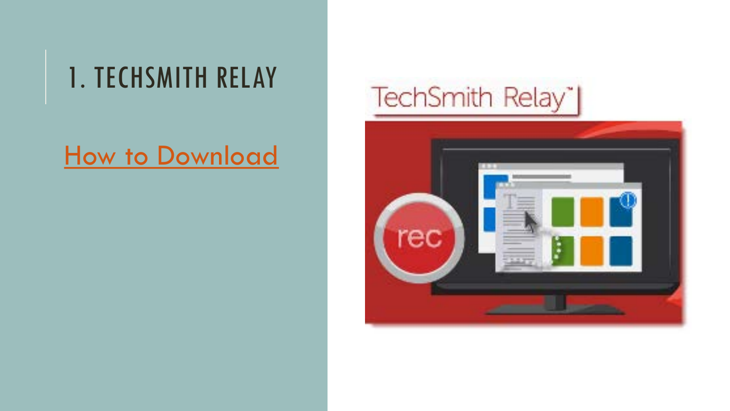# 1. TECHSMITH RELAY

How to Download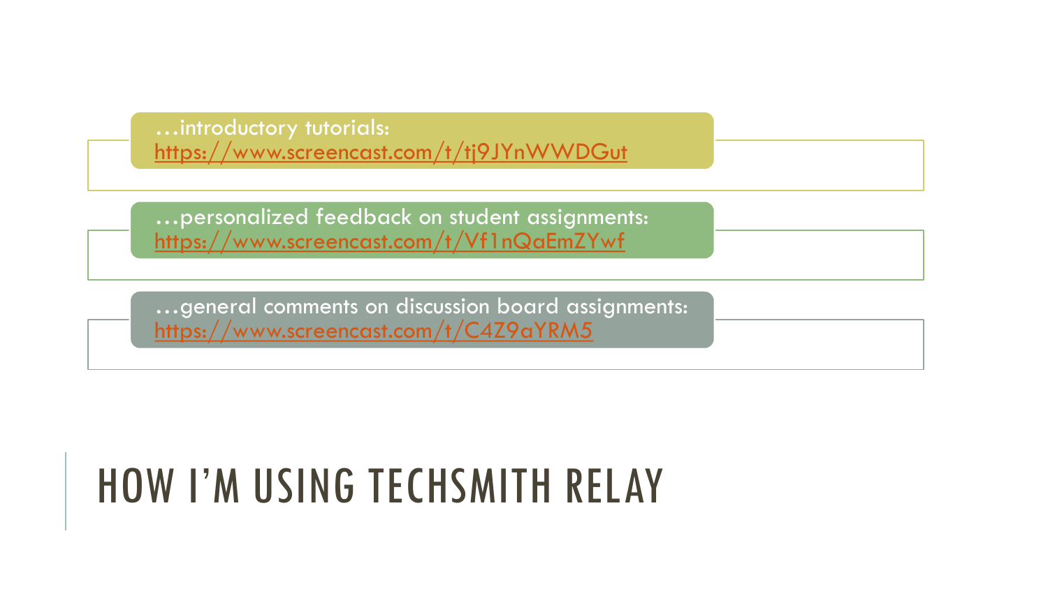# HOW I'M USING TECHSMITH RELAY

- …introductory tutorials: https://www.screencast.com/t/tj9JYnWWDGut
- …personalized feedback on student assignments: https://www.screencast.com/t/Vf1nQaEmZYwf
- …general comments on discussion board assignments: https://www.screencast.com/t/C4Z9aYRM5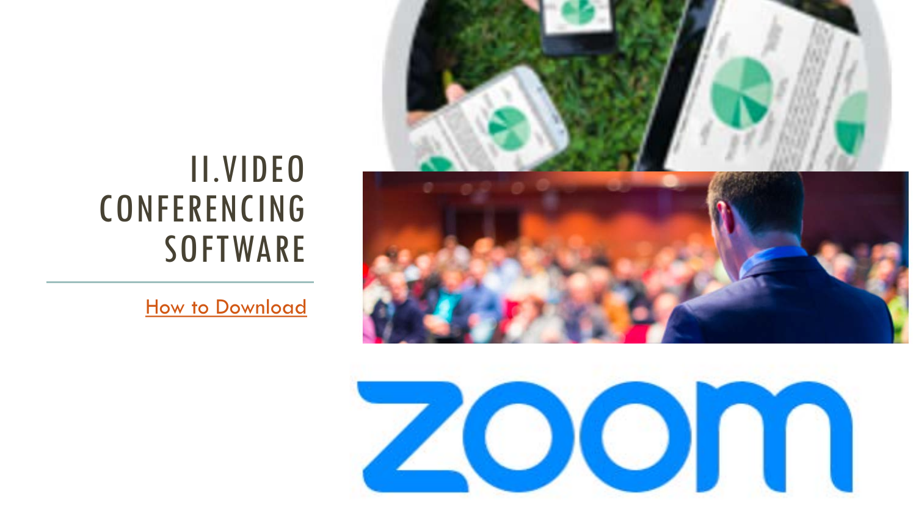# II.VIDEO CONFERENCING SOFTWARE

How to Download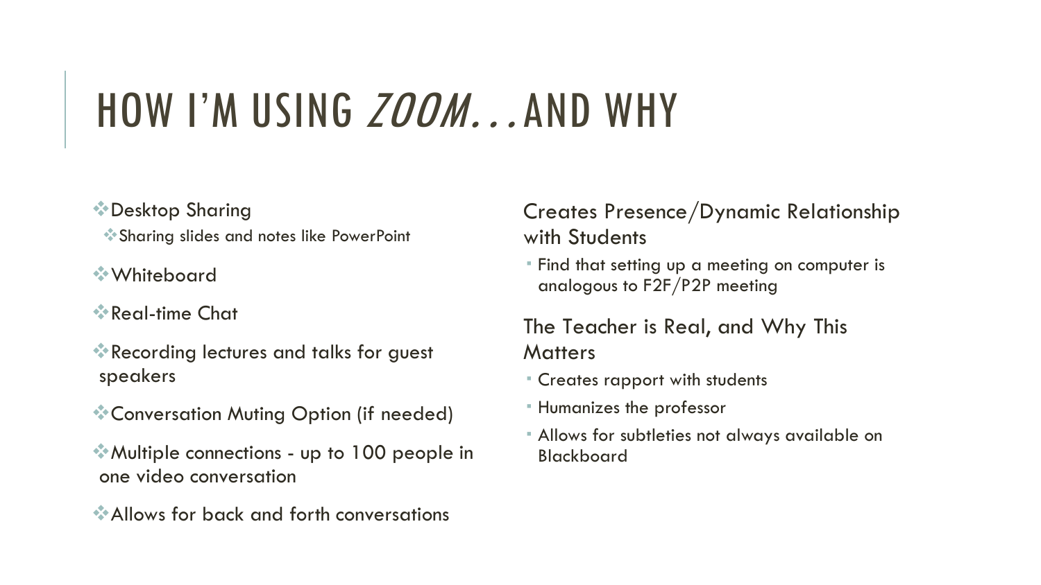# HOW I'M USING *ZOOM*...AND WHY

- Desktop Sharing
  - Sharing slides and notes like PowerPoint
- Whiteboard
- Real-time Chat
- Recording lectures and talks for guest speakers
- Conversation Muting Option (if needed)
- Multiple connections - up to 100 people in one video conversation
- Allows for back and forth conversations

Creates Presence/Dynamic Relationship with Students

- Find that setting up a meeting on computer is analogous to F2F/P2P meeting

The Teacher is Real, and Why This Matters

- Creates rapport with students
- Humanizes the professor
- Allows for subtleties not always available on Blackboard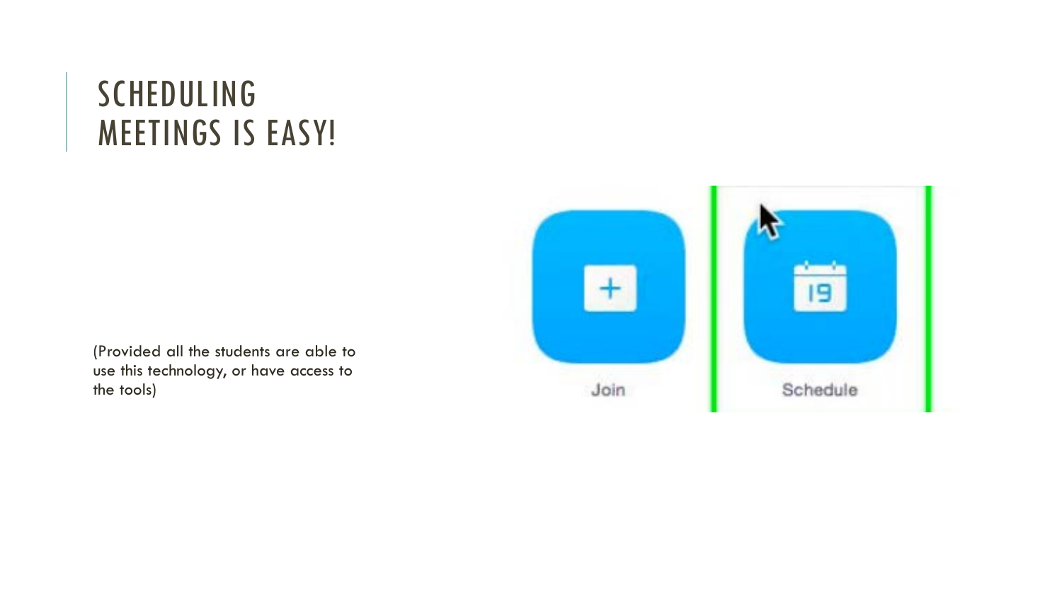# SCHEDULING MEETINGS IS EASY!

(Provided all the students are able to use this technology, or have access to the tools)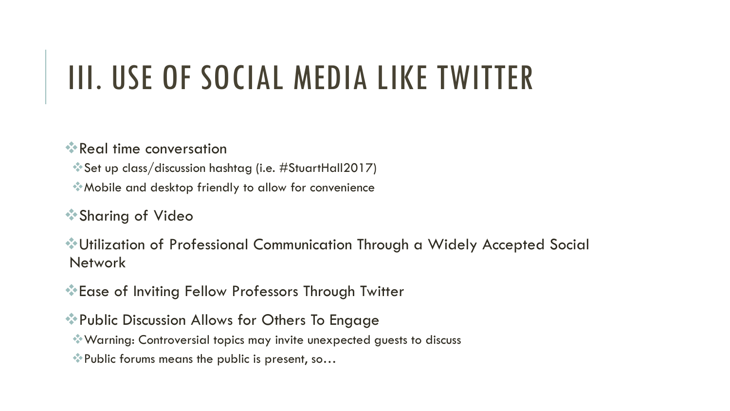# III. USE OF SOCIAL MEDIA LIKE TWITTER

- Real time conversation
  - Set up class/discussion hashtag (i.e. #StuartHall2017)
  - Mobile and desktop friendly to allow for convenience
- Sharing of Video
- Utilization of Professional Communication Through a Widely Accepted Social Network
- Ease of Inviting Fellow Professors Through Twitter
- Public Discussion Allows for Others To Engage
  - Warning: Controversial topics may invite unexpected guests to discuss
  - Public forums means the public is present, so…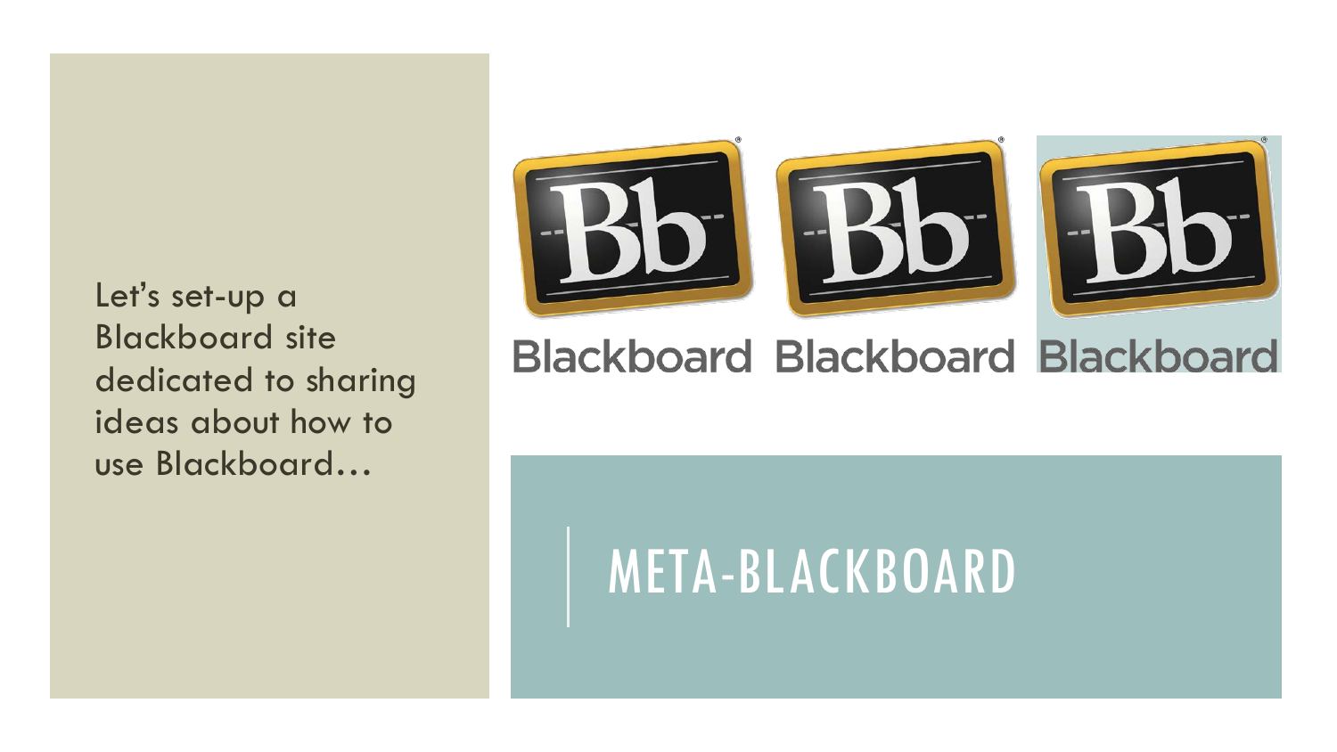Let's set-up a Blackboard site dedicated to sharing ideas about how to use Blackboard…

# META-BLACKBOARD